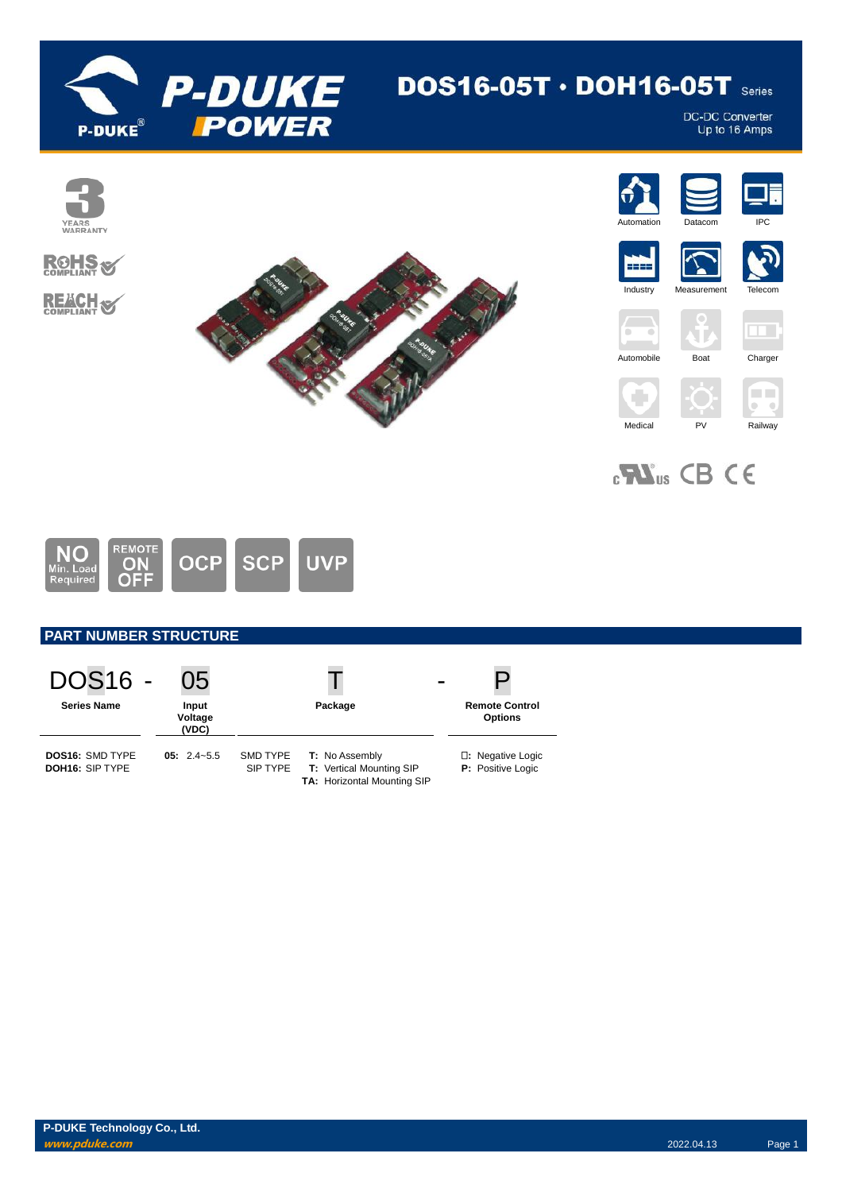# DOS16-05T · DOH16-05T Series

DC-DC Converter
Up to 16 Amps

3 YEARS WARRANTY

RoHS COMPLIANT

REACH COMPLIANT

Automation | Datacom | IPC | Industry | Measurement | Telecom | Automobile | Boat | Charger | Medical | PV | Railway

NO Min. Load Required | REMOTE ON OFF | OCP | SCP | UVP

## PART NUMBER STRUCTURE

| DOS16 - | 05 | T | - | P |
|---|---|---|---|---|
| **Series Name** | **Input Voltage (VDC)** | **Package** | | **Remote Control Options** |
| **DOS16:** SMD TYPE<br>**DOH16:** SIP TYPE | **05:** 2.4~5.5 | SMD TYPE **T:** No Assembly<br>SIP TYPE **T:** Vertical Mounting SIP<br>**TA:** Horizontal Mounting SIP | | **□:** Negative Logic<br>**P:** Positive Logic |

P-DUKE Technology Co., Ltd.
*www.pduke.com*
2022.04.13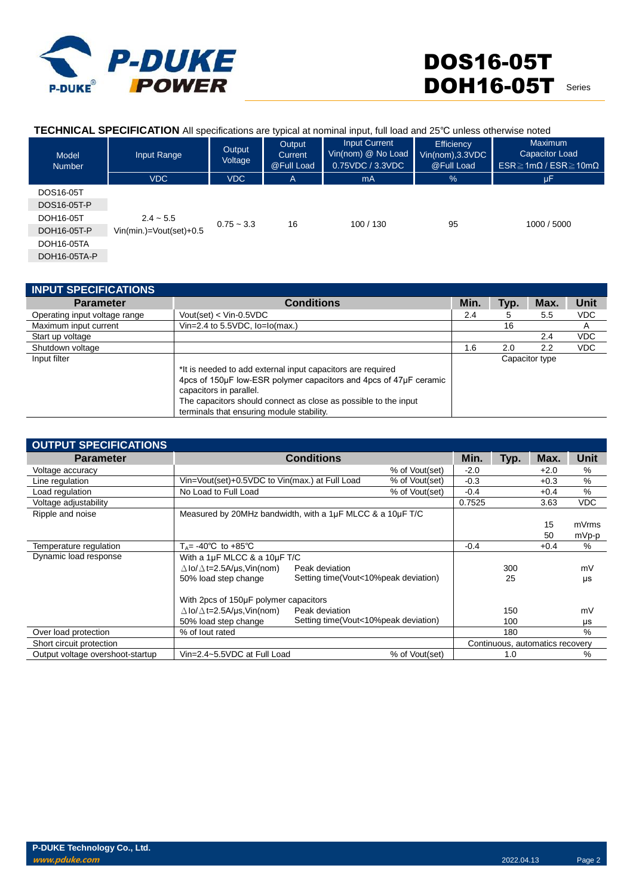**TECHNICAL SPECIFICATION** All specifications are typical at nominal input, full load and 25℃ unless otherwise noted

| Model Number | Input Range | Output Voltage | Output Current @Full Load | Input Current Vin(nom) @ No Load 0.75VDC / 3.3VDC | Efficiency Vin(nom),3.3VDC @Full Load | Maximum Capacitor Load ESR≧1mΩ / ESR≧10mΩ |
|---|---|---|---|---|---|---|
| | VDC | VDC | A | mA | % | μF |
| DOS16-05T | | | | | | |
| DOS16-05T-P | | | | | | |
| DOH16-05T | 2.4 ~ 5.5 | 0.75 ~ 3.3 | 16 | 100 / 130 | 95 | 1000 / 5000 |
| DOH16-05T-P | Vin(min.)=Vout(set)+0.5 | | | | | |
| DOH16-05TA | | | | | | |
| DOH16-05TA-P | | | | | | |

## INPUT SPECIFICATIONS

| Parameter | Conditions | Min. | Typ. | Max. | Unit |
|---|---|---|---|---|---|
| Operating input voltage range | Vout(set) < Vin-0.5VDC | 2.4 | 5 | 5.5 | VDC |
| Maximum input current | Vin=2.4 to 5.5VDC, Io=Io(max.) | | 16 | | A |
| Start up voltage | | | | 2.4 | VDC |
| Shutdown voltage | | 1.6 | 2.0 | 2.2 | VDC |
| Input filter | *It is needed to add external input capacitors are required 4pcs of 150μF low-ESR polymer capacitors and 4pcs of 47μF ceramic capacitors in parallel. The capacitors should connect as close as possible to the input terminals that ensuring module stability. | Capacitor type | | | |

## OUTPUT SPECIFICATIONS

| Parameter | Conditions | | Min. | Typ. | Max. | Unit |
|---|---|---|---|---|---|---|
| Voltage accuracy | | % of Vout(set) | -2.0 | | +2.0 | % |
| Line regulation | Vin=Vout(set)+0.5VDC to Vin(max.) at Full Load | % of Vout(set) | -0.3 | | +0.3 | % |
| Load regulation | No Load to Full Load | % of Vout(set) | -0.4 | | +0.4 | % |
| Voltage adjustability | | | 0.7525 | | 3.63 | VDC |
| Ripple and noise | Measured by 20MHz bandwidth, with a 1μF MLCC & a 10μF T/C | | | | 15<br>50 | mVrms<br>mVp-p |
| Temperature regulation | $T_A$= -40℃ to +85℃ | | -0.4 | | +0.4 | % |
| Dynamic load response | With a 1μF MLCC & a 10μF T/C<br>△Io/△t=2.5A/μs,Vin(nom) 50% load step change<br><br>With 2pcs of 150μF polymer capacitors<br>△Io/△t=2.5A/μs,Vin(nom) 50% load step change | Peak deviation<br>Setting time(Vout<10%peak deviation)<br><br>Peak deviation<br>Setting time(Vout<10%peak deviation) | | 300<br>25<br><br>150<br>100 | | mV<br>μs<br><br>mV<br>μs |
| Over load protection | % of Iout rated | | | 180 | | % |
| Short circuit protection | | | Continuous, automatics recovery | | | |
| Output voltage overshoot-startup | Vin=2.4~5.5VDC at Full Load | % of Vout(set) | | 1.0 | | % |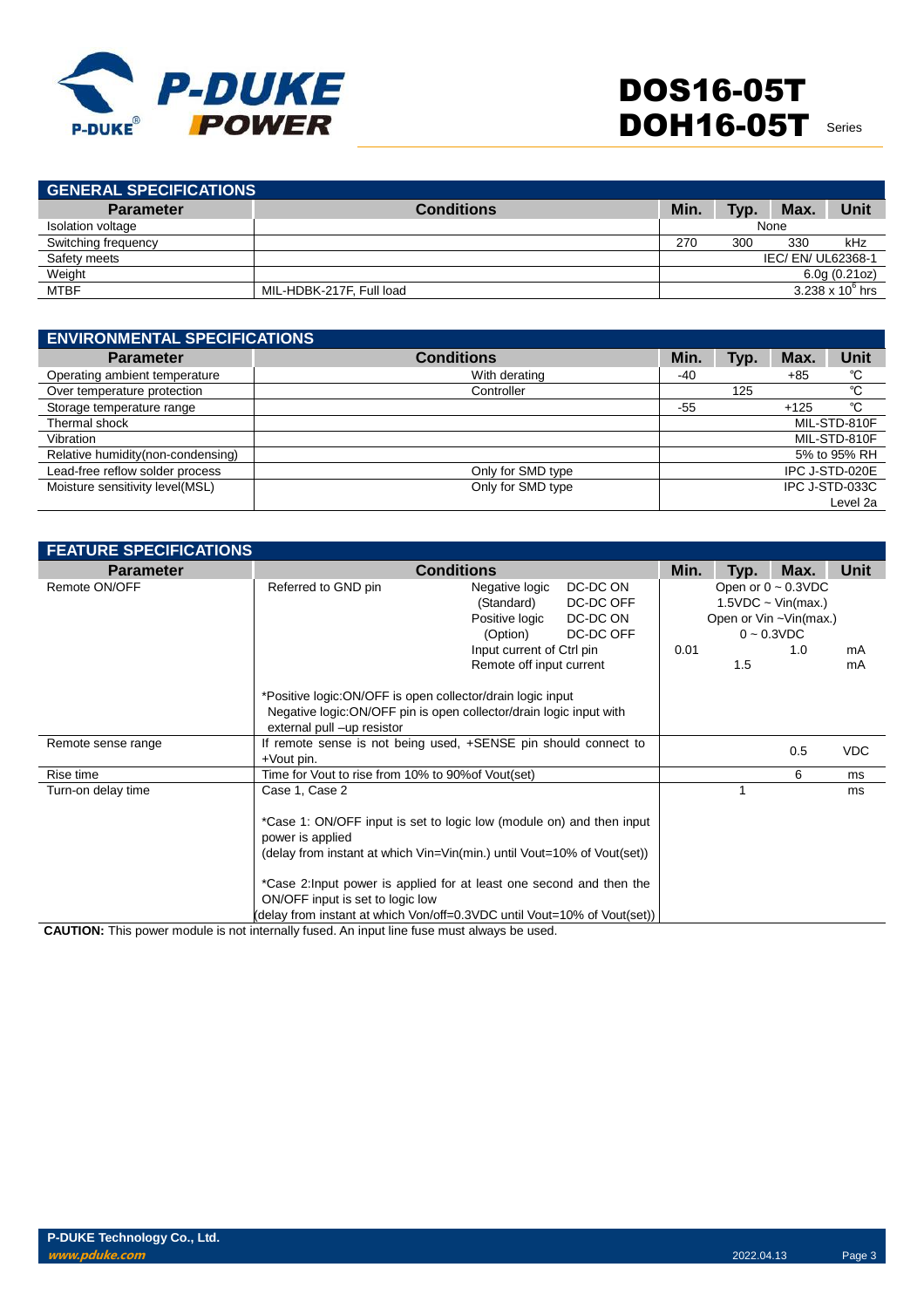## GENERAL SPECIFICATIONS

| Parameter | Conditions | Min. | Typ. | Max. | Unit |
|---|---|---|---|---|---|
| Isolation voltage | | | None | | |
| Switching frequency | | 270 | 300 | 330 | kHz |
| Safety meets | | | | | IEC/ EN/ UL62368-1 |
| Weight | | | | | 6.0g (0.21oz) |
| MTBF | MIL-HDBK-217F, Full load | | | | $3.238 \times 10^6$ hrs |

## ENVIRONMENTAL SPECIFICATIONS

| Parameter | Conditions | Min. | Typ. | Max. | Unit |
|---|---|---|---|---|---|
| Operating ambient temperature | With derating | -40 | | +85 | ℃ |
| Over temperature protection | Controller | | 125 | | ℃ |
| Storage temperature range | | -55 | | +125 | ℃ |
| Thermal shock | | | | | MIL-STD-810F |
| Vibration | | | | | MIL-STD-810F |
| Relative humidity(non-condensing) | | | | | 5% to 95% RH |
| Lead-free reflow solder process | Only for SMD type | | | | IPC J-STD-020E |
| Moisture sensitivity level(MSL) | Only for SMD type | | | | IPC J-STD-033C Level 2a |

## FEATURE SPECIFICATIONS

| Parameter | Conditions | | | Min. | Typ. | Max. | Unit |
|---|---|---|---|---|---|---|---|
| Remote ON/OFF | Referred to GND pin | Negative logic (Standard) | DC-DC ON | | Open or 0 ~ 0.3VDC | | |
| | | | DC-DC OFF | | 1.5VDC ~ Vin(max.) | | |
| | | Positive logic (Option) | DC-DC ON | | Open or Vin ~Vin(max.) | | |
| | | | DC-DC OFF | | 0 ~ 0.3VDC | | |
| | | Input current of Ctrl pin | | 0.01 | | 1.0 | mA |
| | | Remote off input current | | | 1.5 | | mA |
| | *Positive logic:ON/OFF is open collector/drain logic input<br>Negative logic:ON/OFF pin is open collector/drain logic input with external pull –up resistor | | | | | | |
| Remote sense range | If remote sense is not being used, +SENSE pin should connect to +Vout pin. | | | | | 0.5 | VDC |
| Rise time | Time for Vout to rise from 10% to 90%of Vout(set) | | | | | 6 | ms |
| Turn-on delay time | Case 1, Case 2<br><br>*Case 1: ON/OFF input is set to logic low (module on) and then input power is applied<br>(delay from instant at which Vin=Vin(min.) until Vout=10% of Vout(set))<br><br>*Case 2:Input power is applied for at least one second and then the ON/OFF input is set to logic low<br>(delay from instant at which Von/off=0.3VDC until Vout=10% of Vout(set)) | | | | 1 | | ms |

**CAUTION:** This power module is not internally fused. An input line fuse must always be used.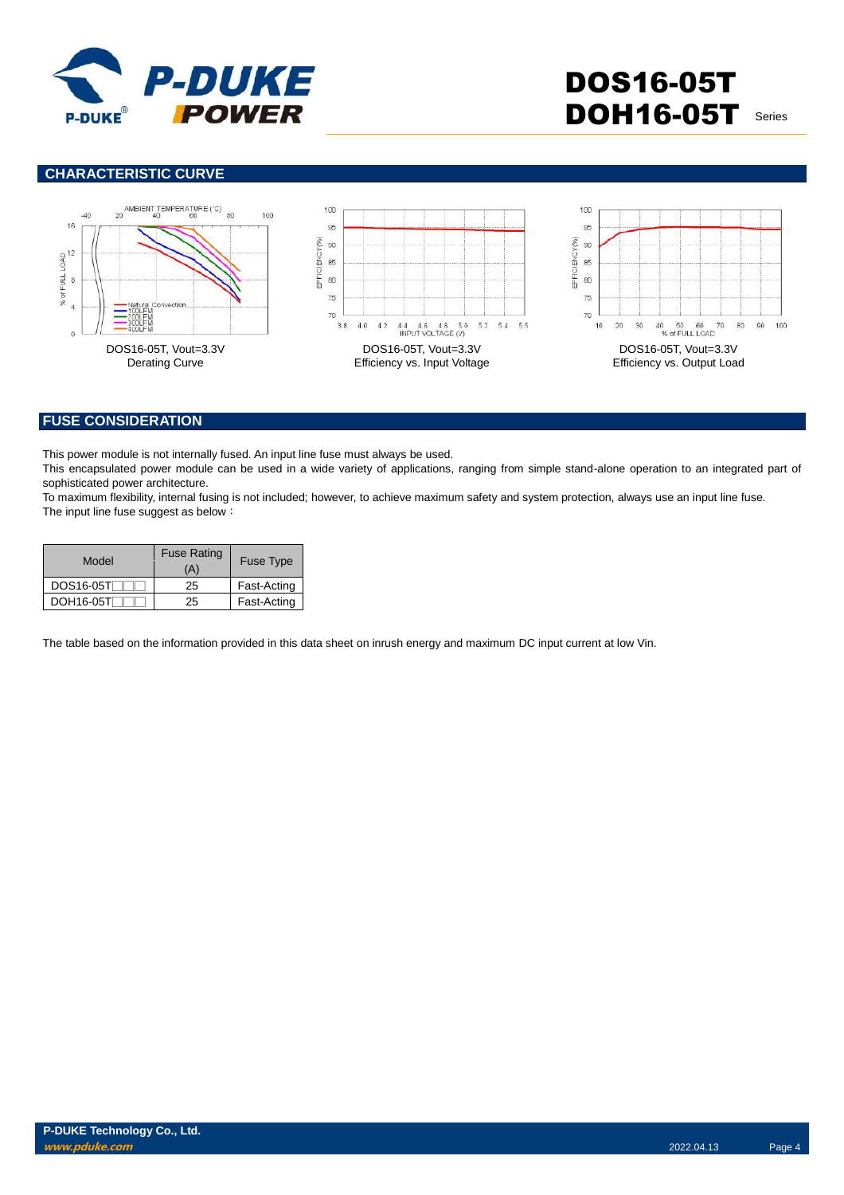## CHARACTERISTIC CURVE

DOS16-05T, Vout=3.3V
Derating Curve

DOS16-05T, Vout=3.3V
Efficiency vs. Input Voltage

DOS16-05T, Vout=3.3V
Efficiency vs. Output Load

## FUSE CONSIDERATION

This power module is not internally fused. An input line fuse must always be used.
This encapsulated power module can be used in a wide variety of applications, ranging from simple stand-alone operation to an integrated part of sophisticated power architecture.
To maximum flexibility, internal fusing is not included; however, to achieve maximum safety and system protection, always use an input line fuse.
The input line fuse suggest as below：

| Model | Fuse Rating (A) | Fuse Type |
|---|---|---|
| DOS16-05T□□□ | 25 | Fast-Acting |
| DOH16-05T□□□ | 25 | Fast-Acting |

The table based on the information provided in this data sheet on inrush energy and maximum DC input current at low Vin.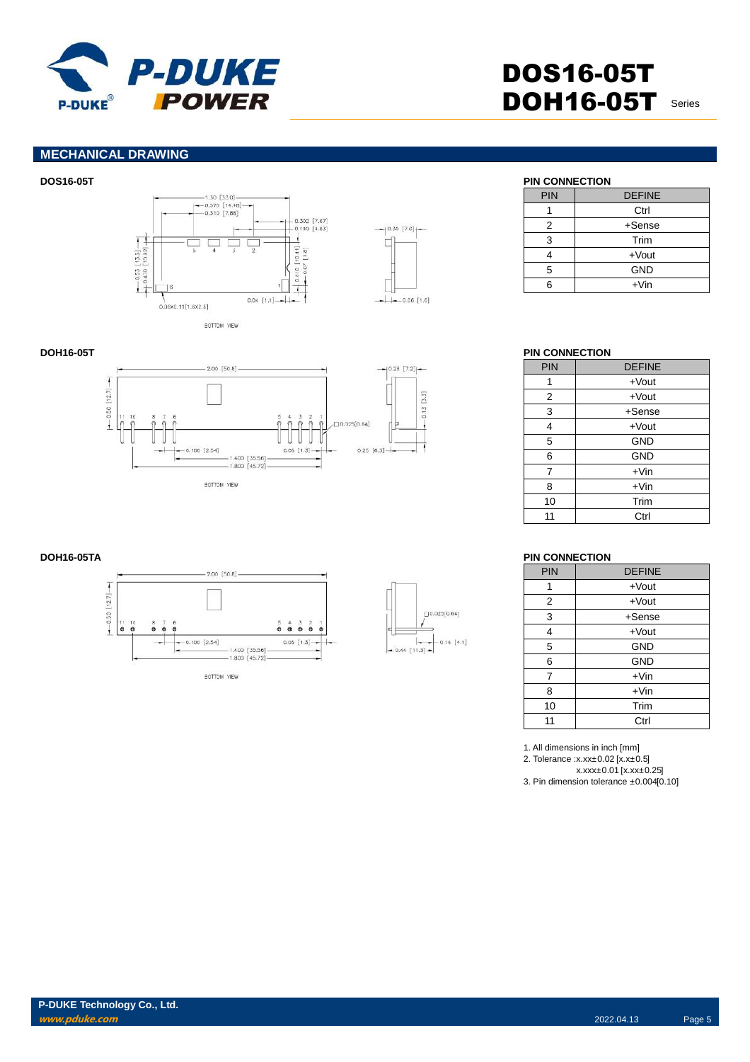## MECHANICAL DRAWING

### DOS16-05T

BOTTOM VIEW

**PIN CONNECTION**

| PIN | DEFINE |
|---|---|
| 1 | Ctrl |
| 2 | +Sense |
| 3 | Trim |
| 4 | +Vout |
| 5 | GND |
| 6 | +Vin |

### DOH16-05T

BOTTOM VIEW

**PIN CONNECTION**

| PIN | DEFINE |
|---|---|
| 1 | +Vout |
| 2 | +Vout |
| 3 | +Sense |
| 4 | +Vout |
| 5 | GND |
| 6 | GND |
| 7 | +Vin |
| 8 | +Vin |
| 10 | Trim |
| 11 | Ctrl |

### DOH16-05TA

BOTTOM VIEW

**PIN CONNECTION**

| PIN | DEFINE |
|---|---|
| 1 | +Vout |
| 2 | +Vout |
| 3 | +Sense |
| 4 | +Vout |
| 5 | GND |
| 6 | GND |
| 7 | +Vin |
| 8 | +Vin |
| 10 | Trim |
| 11 | Ctrl |

1. All dimensions in inch [mm]
2. Tolerance :x.xx±0.02 [x.x±0.5]
   x.xxx±0.01 [x.xx±0.25]
3. Pin dimension tolerance ±0.004[0.10]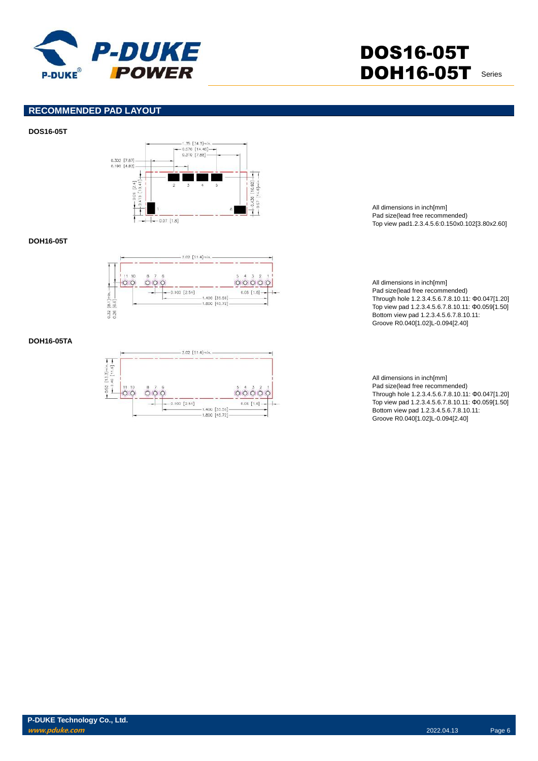## RECOMMENDED PAD LAYOUT

**DOS16-05T**

All dimensions in inch[mm]
Pad size(lead free recommended)
Top view pad1.2.3.4.5.6:0.150x0.102[3.80x2.60]

**DOH16-05T**

All dimensions in inch[mm]
Pad size(lead free recommended)
Through hole 1.2.3.4.5.6.7.8.10.11: Φ0.047[1.20]
Top view pad 1.2.3.4.5.6.7.8.10.11: Φ0.059[1.50]
Bottom view pad 1.2.3.4.5.6.7.8.10.11:
Groove R0.040[1.02]L-0.094[2.40]

**DOH16-05TA**

All dimensions in inch[mm]
Pad size(lead free recommended)
Through hole 1.2.3.4.5.6.7.8.10.11: Φ0.047[1.20]
Top view pad 1.2.3.4.5.6.7.8.10.11: Φ0.059[1.50]
Bottom view pad 1.2.3.4.5.6.7.8.10.11:
Groove R0.040[1.02]L-0.094[2.40]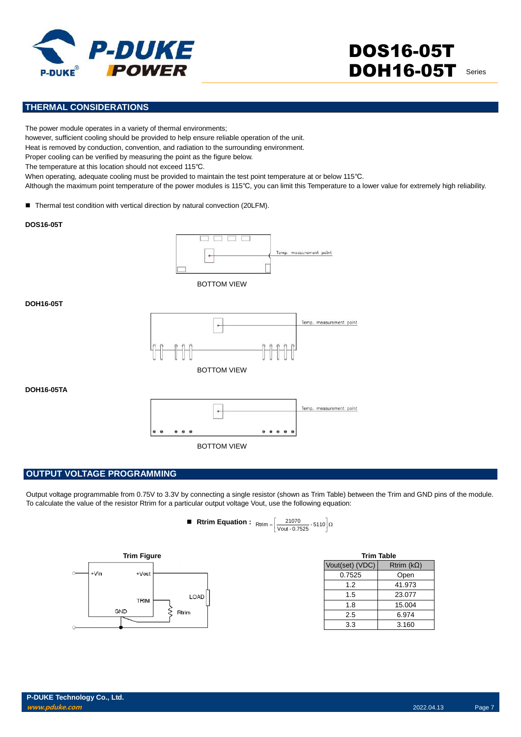## THERMAL CONSIDERATIONS

The power module operates in a variety of thermal environments;
however, sufficient cooling should be provided to help ensure reliable operation of the unit.
Heat is removed by conduction, convention, and radiation to the surrounding environment.
Proper cooling can be verified by measuring the point as the figure below.
The temperature at this location should not exceed 115℃.
When operating, adequate cooling must be provided to maintain the test point temperature at or below 115℃.
Although the maximum point temperature of the power modules is 115℃, you can limit this Temperature to a lower value for extremely high reliability.

- Thermal test condition with vertical direction by natural convection (20LFM).

**DOS16-05T**

Temp. measurement point

BOTTOM VIEW

**DOH16-05T**

Temp. measurement point

BOTTOM VIEW

**DOH16-05TA**

Temp. measurement point

BOTTOM VIEW

## OUTPUT VOLTAGE PROGRAMMING

Output voltage programmable from 0.75V to 3.3V by connecting a single resistor (shown as Trim Table) between the Trim and GND pins of the module.
To calculate the value of the resistor Rtrim for a particular output voltage Vout, use the following equation:

- **Rtrim Equation :** $$Rtrim = \left[\frac{21070}{Vout - 0.7525} - 5110\right]\Omega$$

**Trim Figure**

+Vin, +Vout, TRIM, GND, Rtrim, LOAD

**Trim Table**

| Vout(set) (VDC) | Rtrim (kΩ) |
|---|---|
| 0.7525 | Open |
| 1.2 | 41.973 |
| 1.5 | 23.077 |
| 1.8 | 15.004 |
| 2.5 | 6.974 |
| 3.3 | 3.160 |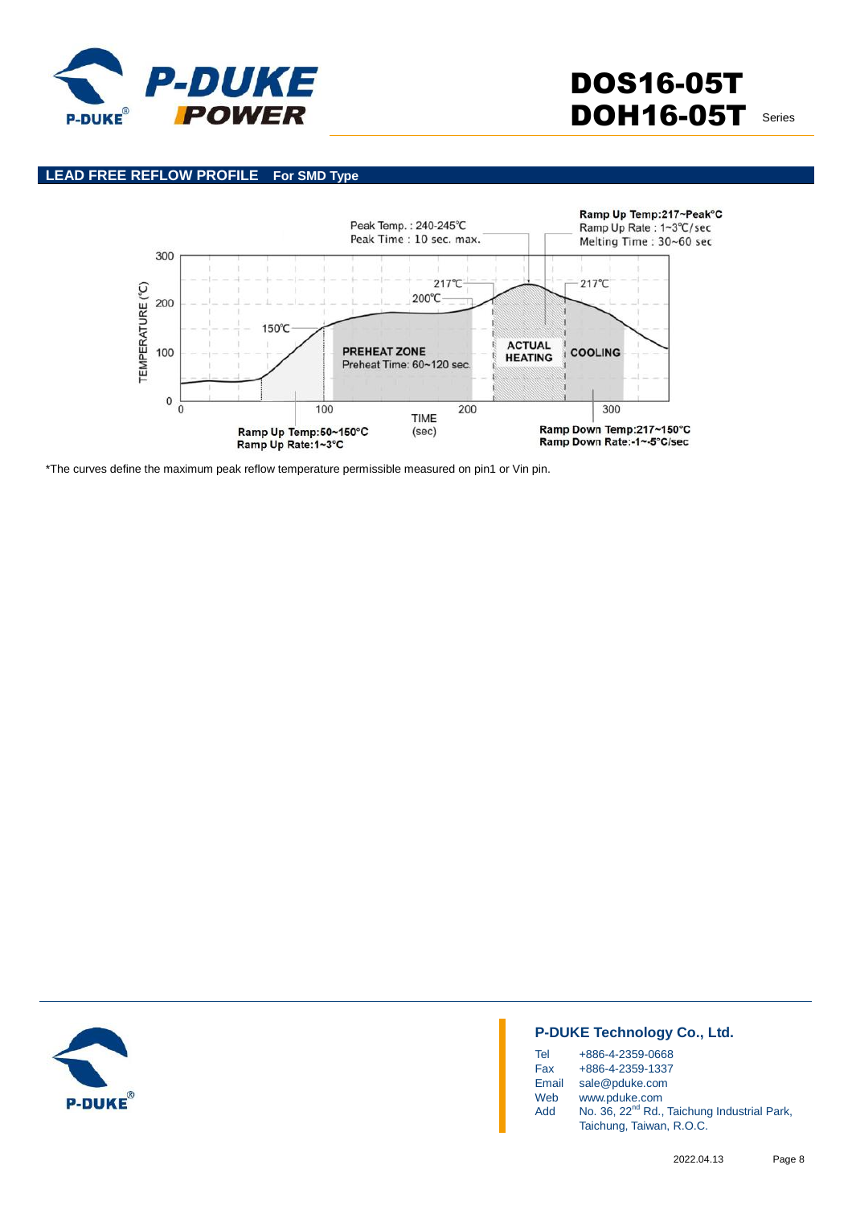## LEAD FREE REFLOW PROFILE For SMD Type

Peak Temp. : 240-245℃
Peak Time : 10 sec. max.

Ramp Up Temp:217~Peak°C
Ramp Up Rate : 1~3℃/sec
Melting Time : 30~60 sec

300
200
100
0
TEMPERATURE (℃)

217℃
200℃
150℃
217℃

PREHEAT ZONE
Preheat Time: 60~120 sec.

ACTUAL HEATING

COOLING

0
100
200
300
TIME (sec)

Ramp Up Temp:50~150°C
Ramp Up Rate:1~3°C

Ramp Down Temp:217~150°C
Ramp Down Rate:-1~-5°C/sec

*The curves define the maximum peak reflow temperature permissible measured on pin1 or Vin pin.

### P-DUKE Technology Co., Ltd.

Tel +886-4-2359-0668
Fax +886-4-2359-1337
Email sale@pduke.com
Web www.pduke.com
Add No. 36, 22nd Rd., Taichung Industrial Park, Taichung, Taiwan, R.O.C.

2022.04.13